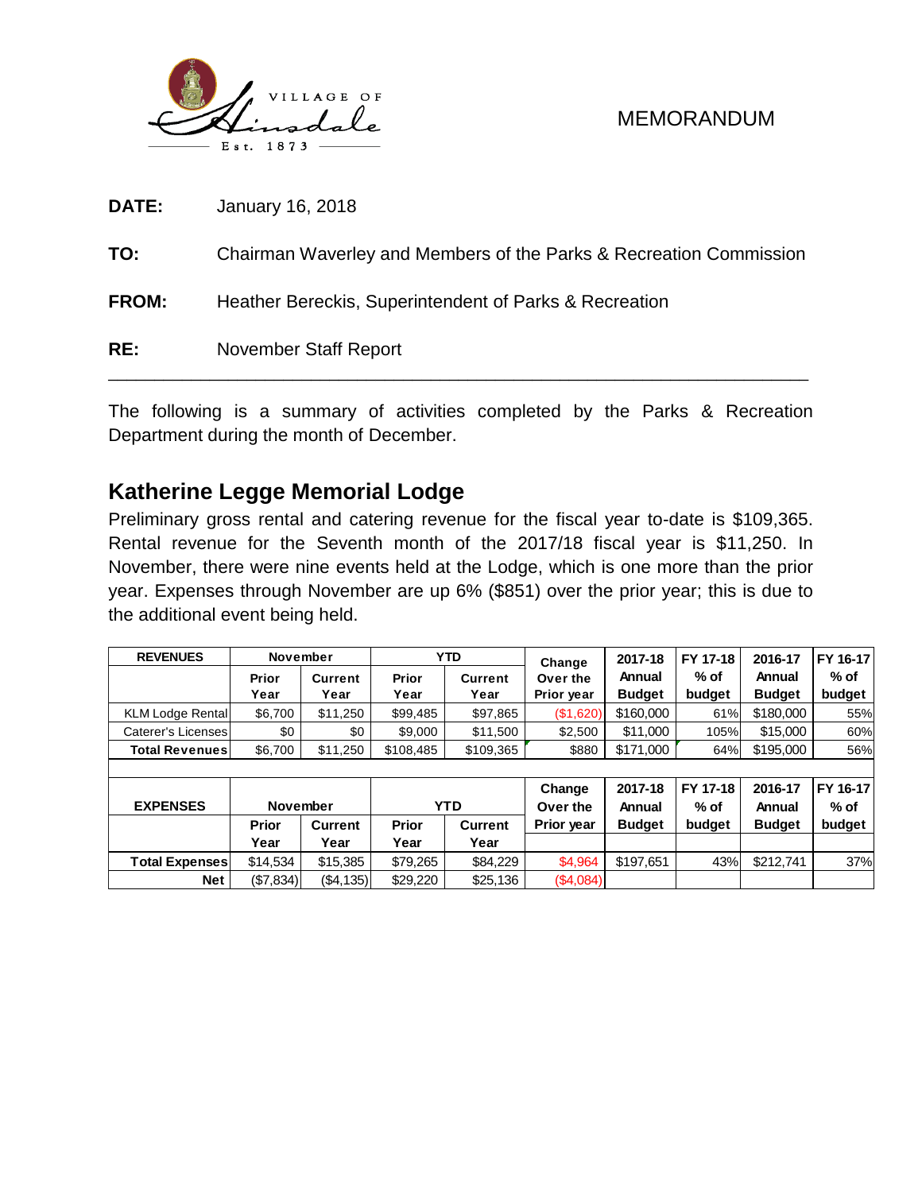VILLAGE OF Hinsdale Est. 1873

MEMORANDUM

**DATE:** January 16, 2018

**TO:** Chairman Waverley and Members of the Parks & Recreation Commission

**FROM:** Heather Bereckis, Superintendent of Parks & Recreation

**RE:** November Staff Report

---

The following is a summary of activities completed by the Parks & Recreation Department during the month of December.

## Katherine Legge Memorial Lodge

Preliminary gross rental and catering revenue for the fiscal year to-date is $109,365. Rental revenue for the Seventh month of the 2017/18 fiscal year is $11,250. In November, there were nine events held at the Lodge, which is one more than the prior year. Expenses through November are up 6% ($851) over the prior year; this is due to the additional event being held.

| REVENUES | November | | YTD | | Change Over the Prior year | 2017-18 Annual Budget | FY 17-18 % of budget | 2016-17 Annual Budget | FY 16-17 % of budget |
|---|---|---|---|---|---|---|---|---|---|
| | Prior Year | Current Year | Prior Year | Current Year | | | | | |
| KLM Lodge Rental | $6,700 | $11,250 | $99,485 | $97,865 | ($1,620) | $160,000 | 61% | $180,000 | 55% |
| Caterer's Licenses | $0 | $0 | $9,000 | $11,500 | $2,500 | $11,000 | 105% | $15,000 | 60% |
| **Total Revenues** | $6,700 | $11,250 | $108,485 | $109,365 | $880 | $171,000 | 64% | $195,000 | 56% |
| | | | | | | | | | |
| **EXPENSES** | **November** | | **YTD** | | **Change Over the Prior year** | **2017-18 Annual Budget** | **FY 17-18 % of budget** | **2016-17 Annual Budget** | **FY 16-17 % of budget** |
| | **Prior Year** | **Current Year** | **Prior Year** | **Current Year** | | | | | |
| **Total Expenses** | $14,534 | $15,385 | $79,265 | $84,229 | $4,964 | $197,651 | 43% | $212,741 | 37% |
| **Net** | ($7,834) | ($4,135) | $29,220 | $25,136 | ($4,084) | | | | |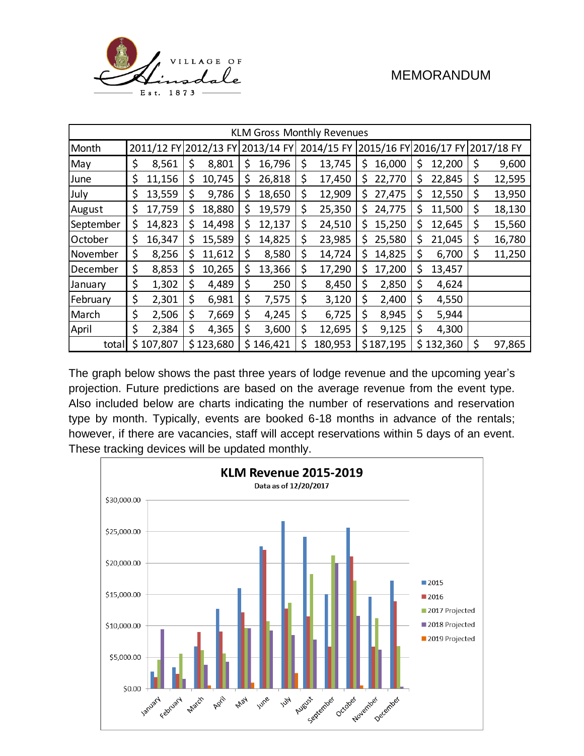| KLM Gross Monthly Revenues | | | | | | | |
|---|---|---|---|---|---|---|---|
| Month | 2011/12 FY | 2012/13 FY | 2013/14 FY | 2014/15 FY | 2015/16 FY | 2016/17 FY | 2017/18 FY |
| May | $ 8,561 | $ 8,801 | $ 16,796 | $ 13,745 | $ 16,000 | $ 12,200 | $ 9,600 |
| June | $ 11,156 | $ 10,745 | $ 26,818 | $ 17,450 | $ 22,770 | $ 22,845 | $ 12,595 |
| July | $ 13,559 | $ 9,786 | $ 18,650 | $ 12,909 | $ 27,475 | $ 12,550 | $ 13,950 |
| August | $ 17,759 | $ 18,880 | $ 19,579 | $ 25,350 | $ 24,775 | $ 11,500 | $ 18,130 |
| September | $ 14,823 | $ 14,498 | $ 12,137 | $ 24,510 | $ 15,250 | $ 12,645 | $ 15,560 |
| October | $ 16,347 | $ 15,589 | $ 14,825 | $ 23,985 | $ 25,580 | $ 21,045 | $ 16,780 |
| November | $ 8,256 | $ 11,612 | $ 8,580 | $ 14,724 | $ 14,825 | $ 6,700 | $ 11,250 |
| December | $ 8,853 | $ 10,265 | $ 13,366 | $ 17,290 | $ 17,200 | $ 13,457 | |
| January | $ 1,302 | $ 4,489 | $ 250 | $ 8,450 | $ 2,850 | $ 4,624 | |
| February | $ 2,301 | $ 6,981 | $ 7,575 | $ 3,120 | $ 2,400 | $ 4,550 | |
| March | $ 2,506 | $ 7,669 | $ 4,245 | $ 6,725 | $ 8,945 | $ 5,944 | |
| April | $ 2,384 | $ 4,365 | $ 3,600 | $ 12,695 | $ 9,125 | $ 4,300 | |
| total | $ 107,807 | $ 123,680 | $ 146,421 | $ 180,953 | $ 187,195 | $ 132,360 | $ 97,865 |

The graph below shows the past three years of lodge revenue and the upcoming year's projection. Future predictions are based on the average revenue from the event type. Also included below are charts indicating the number of reservations and reservation type by month. Typically, events are booked 6-18 months in advance of the rentals; however, if there are vacancies, staff will accept reservations within 5 days of an event. These tracking devices will be updated monthly.

**KLM Revenue 2015-2019**

Data as of 12/20/2017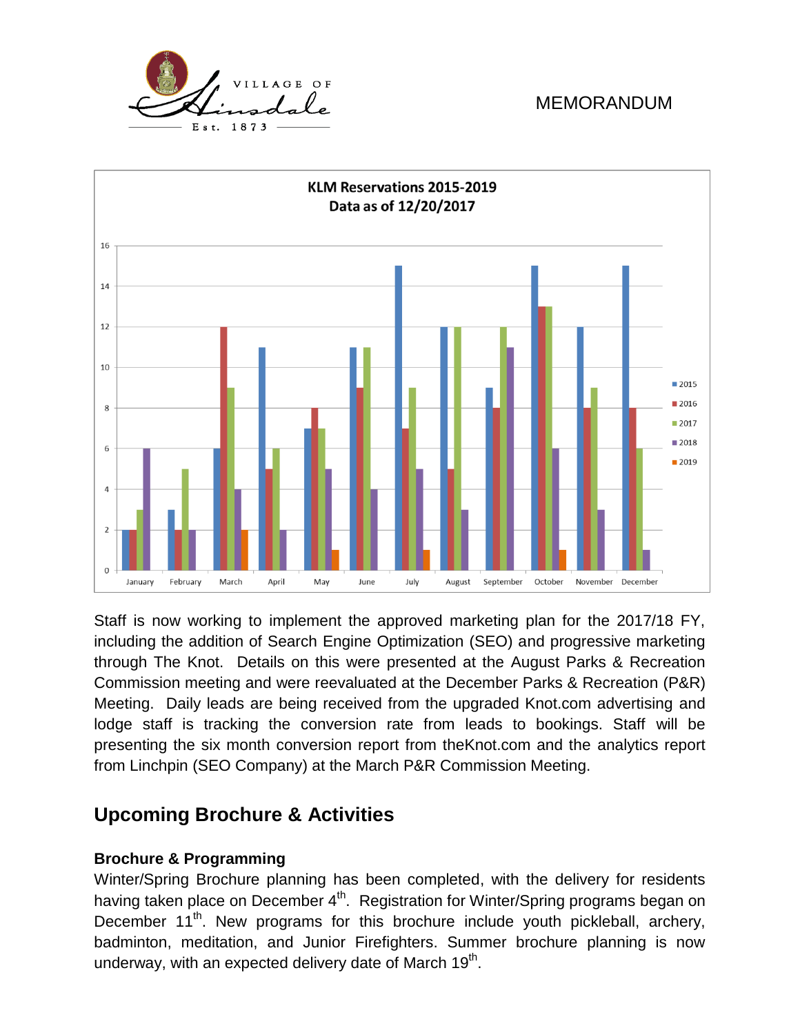**KLM Reservations 2015-2019**
**Data as of 12/20/2017**

Staff is now working to implement the approved marketing plan for the 2017/18 FY, including the addition of Search Engine Optimization (SEO) and progressive marketing through The Knot. Details on this were presented at the August Parks & Recreation Commission meeting and were reevaluated at the December Parks & Recreation (P&R) Meeting. Daily leads are being received from the upgraded Knot.com advertising and lodge staff is tracking the conversion rate from leads to bookings. Staff will be presenting the six month conversion report from theKnot.com and the analytics report from Linchpin (SEO Company) at the March P&R Commission Meeting.

## Upcoming Brochure & Activities

### Brochure & Programming

Winter/Spring Brochure planning has been completed, with the delivery for residents having taken place on December 4th. Registration for Winter/Spring programs began on December 11th. New programs for this brochure include youth pickleball, archery, badminton, meditation, and Junior Firefighters. Summer brochure planning is now underway, with an expected delivery date of March 19th.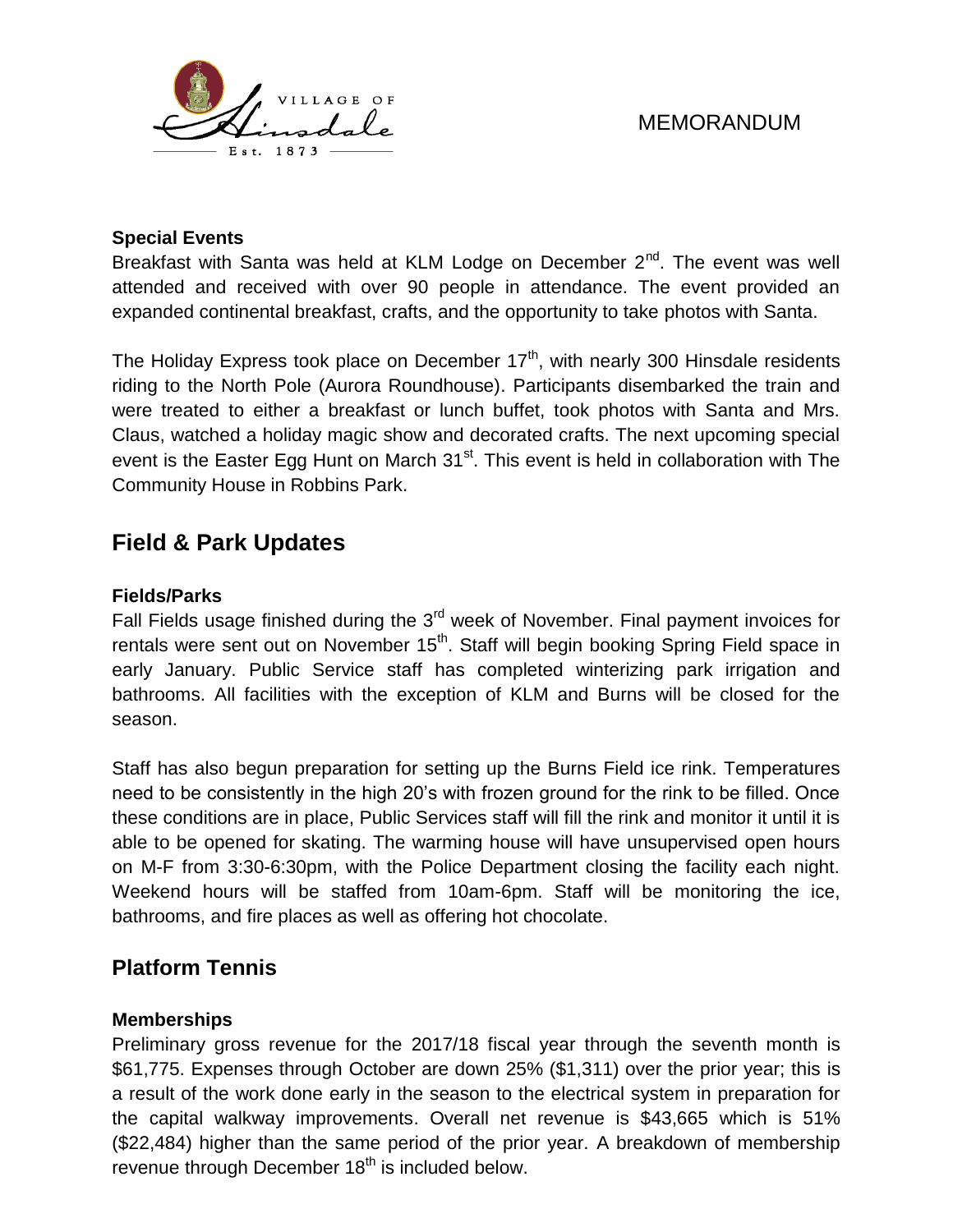**Special Events**

Breakfast with Santa was held at KLM Lodge on December 2nd. The event was well attended and received with over 90 people in attendance. The event provided an expanded continental breakfast, crafts, and the opportunity to take photos with Santa.

The Holiday Express took place on December 17th, with nearly 300 Hinsdale residents riding to the North Pole (Aurora Roundhouse). Participants disembarked the train and were treated to either a breakfast or lunch buffet, took photos with Santa and Mrs. Claus, watched a holiday magic show and decorated crafts. The next upcoming special event is the Easter Egg Hunt on March 31st. This event is held in collaboration with The Community House in Robbins Park.

## Field & Park Updates

**Fields/Parks**

Fall Fields usage finished during the 3rd week of November. Final payment invoices for rentals were sent out on November 15th. Staff will begin booking Spring Field space in early January. Public Service staff has completed winterizing park irrigation and bathrooms. All facilities with the exception of KLM and Burns will be closed for the season.

Staff has also begun preparation for setting up the Burns Field ice rink. Temperatures need to be consistently in the high 20's with frozen ground for the rink to be filled. Once these conditions are in place, Public Services staff will fill the rink and monitor it until it is able to be opened for skating. The warming house will have unsupervised open hours on M-F from 3:30-6:30pm, with the Police Department closing the facility each night. Weekend hours will be staffed from 10am-6pm. Staff will be monitoring the ice, bathrooms, and fire places as well as offering hot chocolate.

## Platform Tennis

**Memberships**

Preliminary gross revenue for the 2017/18 fiscal year through the seventh month is \$61,775. Expenses through October are down 25% (\$1,311) over the prior year; this is a result of the work done early in the season to the electrical system in preparation for the capital walkway improvements. Overall net revenue is \$43,665 which is 51% (\$22,484) higher than the same period of the prior year. A breakdown of membership revenue through December 18th is included below.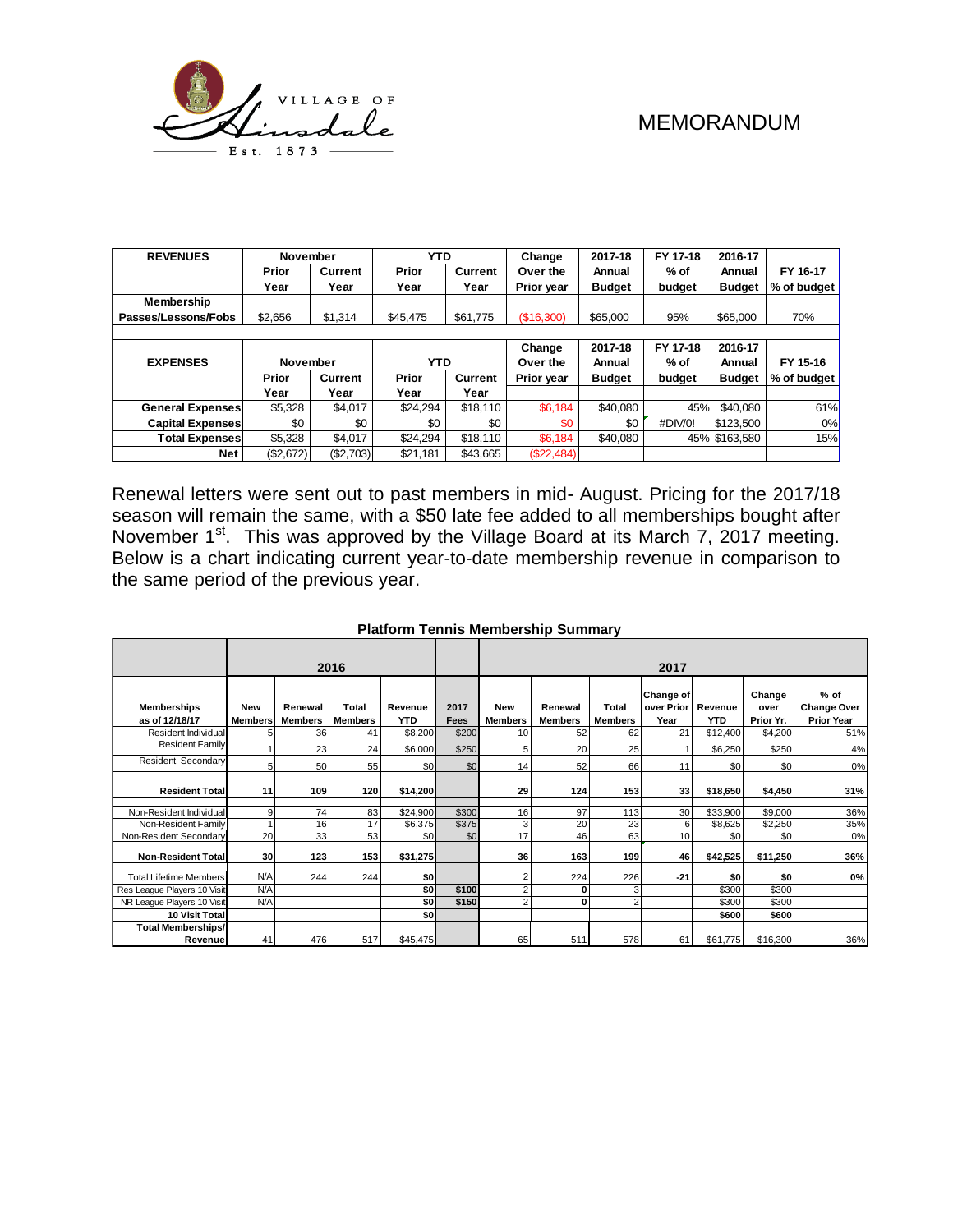VILLAGE OF Hinsdale Est. 1873

# MEMORANDUM

| REVENUES | November | | YTD | | Change | 2017-18 | FY 17-18 | 2016-17 | |
|---|---|---|---|---|---|---|---|---|---|
| | Prior Year | Current Year | Prior Year | Current Year | Over the Prior year | Annual Budget | % of budget | Annual Budget | FY 16-17 % of budget |
| Membership Passes/Lessons/Fobs | $2,656 | $1,314 | $45,475 | $61,775 | ($16,300) | $65,000 | 95% | $65,000 | 70% |
| | | | | | | | | | |
| EXPENSES | November | | YTD | | Change Over the Prior year | 2017-18 Annual Budget | FY 17-18 % of budget | 2016-17 Annual Budget | FY 15-16 % of budget |
| | Prior Year | Current Year | Prior Year | Current Year | | | | | |
| General Expenses | $5,328 | $4,017 | $24,294 | $18,110 | $6,184 | $40,080 | 45% | $40,080 | 61% |
| Capital Expenses | $0 | $0 | $0 | $0 | $0 | $0 | #DIV/0! | $123,500 | 0% |
| Total Expenses | $5,328 | $4,017 | $24,294 | $18,110 | $6,184 | $40,080 | 45% | $163,580 | 15% |
| Net | ($2,672) | ($2,703) | $21,181 | $43,665 | ($22,484) | | | | |

Renewal letters were sent out to past members in mid- August. Pricing for the 2017/18 season will remain the same, with a $50 late fee added to all memberships bought after November 1st. This was approved by the Village Board at its March 7, 2017 meeting. Below is a chart indicating current year-to-date membership revenue in comparison to the same period of the previous year.

**Platform Tennis Membership Summary**

| | 2016 | | | | | 2017 | | | | | | |
|---|---|---|---|---|---|---|---|---|---|---|---|---|
| Memberships as of 12/18/17 | New Members | Renewal Members | Total Members | Revenue YTD | 2017 Fees | New Members | Renewal Members | Total Members | Change of over Prior Year | Revenue YTD | Change over Prior Yr. | % of Change Over Prior Year |
| Resident Individual | 5 | 36 | 41 | $8,200 | $200 | 10 | 52 | 62 | 21 | $12,400 | $4,200 | 51% |
| Resident Family | 1 | 23 | 24 | $6,000 | $250 | 5 | 20 | 25 | 1 | $6,250 | $250 | 4% |
| Resident Secondary | 5 | 50 | 55 | $0 | $0 | 14 | 52 | 66 | 11 | $0 | $0 | 0% |
| **Resident Total** | **11** | **109** | **120** | **$14,200** | | **29** | **124** | **153** | **33** | **$18,650** | **$4,450** | **31%** |
| Non-Resident Individual | 9 | 74 | 83 | $24,900 | $300 | 16 | 97 | 113 | 30 | $33,900 | $9,000 | 36% |
| Non-Resident Family | 1 | 16 | 17 | $6,375 | $375 | 3 | 20 | 23 | 6 | $8,625 | $2,250 | 35% |
| Non-Resident Secondary | 20 | 33 | 53 | $0 | $0 | 17 | 46 | 63 | 10 | $0 | $0 | 0% |
| **Non-Resident Total** | **30** | **123** | **153** | **$31,275** | | **36** | **163** | **199** | **46** | **$42,525** | **$11,250** | **36%** |
| Total Lifetime Members | N/A | 244 | 244 | $0 | | 2 | 224 | 226 | -21 | $0 | $0 | 0% |
| Res League Players 10 Visit | N/A | | | $0 | $100 | 2 | 0 | 3 | | $300 | $300 | |
| NR League Players 10 Visit | N/A | | | $0 | $150 | 2 | 0 | 2 | | $300 | $300 | |
| **10 Visit Total** | | | | **$0** | | | | | | **$600** | **$600** | |
| **Total Memberships/ Revenue** | 41 | 476 | 517 | $45,475 | | 65 | 511 | 578 | 61 | $61,775 | $16,300 | 36% |